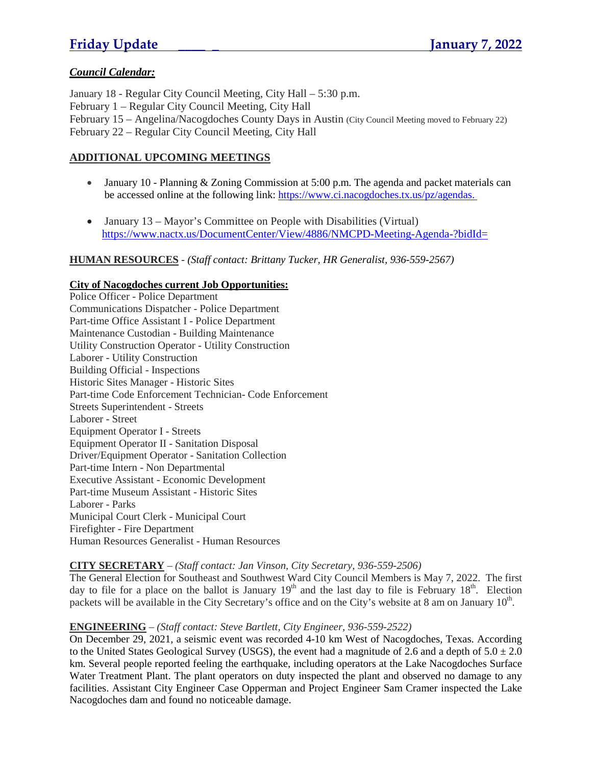# Friday Update ____ _ January 7, 2022

***Council Calendar:***

January 18 - Regular City Council Meeting, City Hall – 5:30 p.m.
February 1 – Regular City Council Meeting, City Hall
February 15 – Angelina/Nacogdoches County Days in Austin (City Council Meeting moved to February 22)
February 22 – Regular City Council Meeting, City Hall

## ADDITIONAL UPCOMING MEETINGS

- January 10 - Planning & Zoning Commission at 5:00 p.m. The agenda and packet materials can be accessed online at the following link: https://www.ci.nacogdoches.tx.us/pz/agendas.
- January 13 – Mayor's Committee on People with Disabilities (Virtual) https://www.nactx.us/DocumentCenter/View/4886/NMCPD-Meeting-Agenda-?bidId=

**HUMAN RESOURCES** - *(Staff contact: Brittany Tucker, HR Generalist, 936-559-2567)*

**City of Nacogdoches current Job Opportunities:**

Police Officer - Police Department
Communications Dispatcher - Police Department
Part-time Office Assistant I - Police Department
Maintenance Custodian - Building Maintenance
Utility Construction Operator - Utility Construction
Laborer - Utility Construction
Building Official - Inspections
Historic Sites Manager - Historic Sites
Part-time Code Enforcement Technician- Code Enforcement
Streets Superintendent - Streets
Laborer - Street
Equipment Operator I - Streets
Equipment Operator II - Sanitation Disposal
Driver/Equipment Operator - Sanitation Collection
Part-time Intern - Non Departmental
Executive Assistant - Economic Development
Part-time Museum Assistant - Historic Sites
Laborer - Parks
Municipal Court Clerk - Municipal Court
Firefighter - Fire Department
Human Resources Generalist - Human Resources

**CITY SECRETARY** – *(Staff contact: Jan Vinson, City Secretary, 936-559-2506)*
The General Election for Southeast and Southwest Ward City Council Members is May 7, 2022. The first day to file for a place on the ballot is January 19th and the last day to file is February 18th. Election packets will be available in the City Secretary's office and on the City's website at 8 am on January 10th.

**ENGINEERING** – *(Staff contact: Steve Bartlett, City Engineer, 936-559-2522)*
On December 29, 2021, a seismic event was recorded 4-10 km West of Nacogdoches, Texas. According to the United States Geological Survey (USGS), the event had a magnitude of 2.6 and a depth of $5.0 \pm 2.0$ km. Several people reported feeling the earthquake, including operators at the Lake Nacogdoches Surface Water Treatment Plant. The plant operators on duty inspected the plant and observed no damage to any facilities. Assistant City Engineer Case Opperman and Project Engineer Sam Cramer inspected the Lake Nacogdoches dam and found no noticeable damage.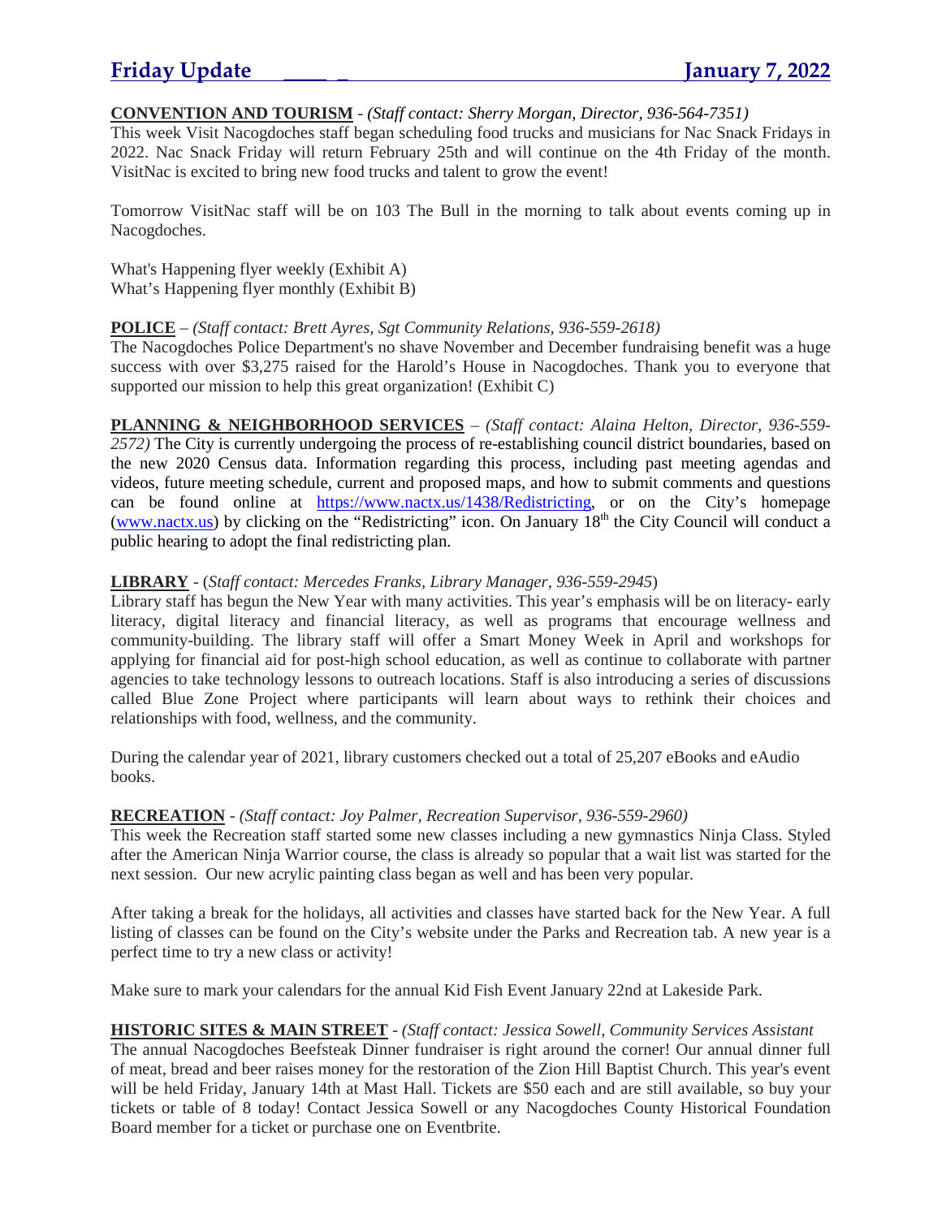**Friday Update** **January 7, 2022**

**CONVENTION AND TOURISM** - *(Staff contact: Sherry Morgan, Director, 936-564-7351)*
This week Visit Nacogdoches staff began scheduling food trucks and musicians for Nac Snack Fridays in 2022. Nac Snack Friday will return February 25th and will continue on the 4th Friday of the month. VisitNac is excited to bring new food trucks and talent to grow the event!

Tomorrow VisitNac staff will be on 103 The Bull in the morning to talk about events coming up in Nacogdoches.

What's Happening flyer weekly (Exhibit A)
What's Happening flyer monthly (Exhibit B)

**POLICE** – *(Staff contact: Brett Ayres, Sgt Community Relations, 936-559-2618)*
The Nacogdoches Police Department's no shave November and December fundraising benefit was a huge success with over $3,275 raised for the Harold's House in Nacogdoches. Thank you to everyone that supported our mission to help this great organization! (Exhibit C)

**PLANNING & NEIGHBORHOOD SERVICES** – *(Staff contact: Alaina Helton, Director, 936-559-2572)* The City is currently undergoing the process of re-establishing council district boundaries, based on the new 2020 Census data. Information regarding this process, including past meeting agendas and videos, future meeting schedule, current and proposed maps, and how to submit comments and questions can be found online at https://www.nactx.us/1438/Redistricting, or on the City's homepage (www.nactx.us) by clicking on the "Redistricting" icon. On January 18th the City Council will conduct a public hearing to adopt the final redistricting plan.

**LIBRARY** - (*Staff contact: Mercedes Franks, Library Manager, 936-559-2945*)
Library staff has begun the New Year with many activities. This year's emphasis will be on literacy- early literacy, digital literacy and financial literacy, as well as programs that encourage wellness and community-building. The library staff will offer a Smart Money Week in April and workshops for applying for financial aid for post-high school education, as well as continue to collaborate with partner agencies to take technology lessons to outreach locations. Staff is also introducing a series of discussions called Blue Zone Project where participants will learn about ways to rethink their choices and relationships with food, wellness, and the community.

During the calendar year of 2021, library customers checked out a total of 25,207 eBooks and eAudio books.

**RECREATION** - *(Staff contact: Joy Palmer, Recreation Supervisor, 936-559-2960)*
This week the Recreation staff started some new classes including a new gymnastics Ninja Class. Styled after the American Ninja Warrior course, the class is already so popular that a wait list was started for the next session. Our new acrylic painting class began as well and has been very popular.

After taking a break for the holidays, all activities and classes have started back for the New Year. A full listing of classes can be found on the City's website under the Parks and Recreation tab. A new year is a perfect time to try a new class or activity!

Make sure to mark your calendars for the annual Kid Fish Event January 22nd at Lakeside Park.

**HISTORIC SITES & MAIN STREET** - *(Staff contact: Jessica Sowell, Community Services Assistant*
The annual Nacogdoches Beefsteak Dinner fundraiser is right around the corner! Our annual dinner full of meat, bread and beer raises money for the restoration of the Zion Hill Baptist Church. This year's event will be held Friday, January 14th at Mast Hall. Tickets are $50 each and are still available, so buy your tickets or table of 8 today! Contact Jessica Sowell or any Nacogdoches County Historical Foundation Board member for a ticket or purchase one on Eventbrite.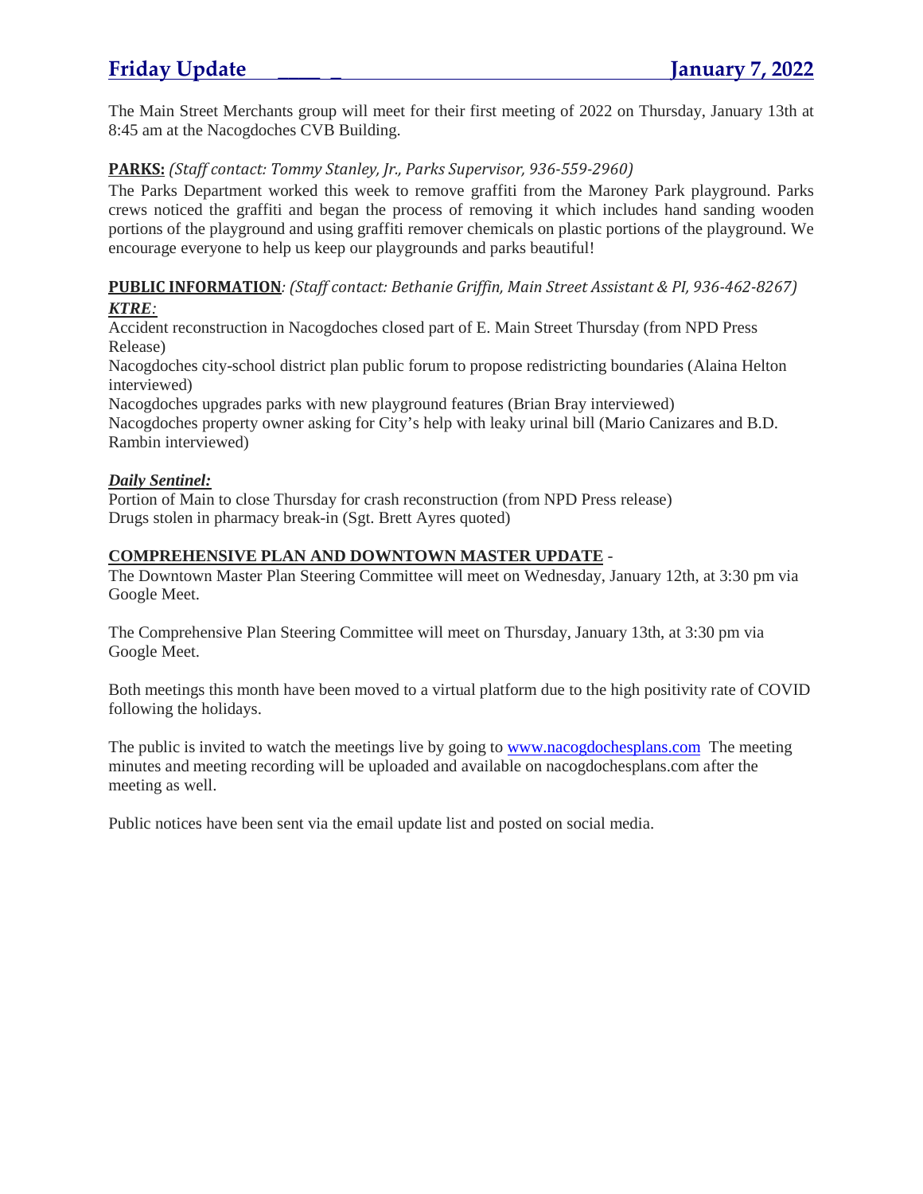The Main Street Merchants group will meet for their first meeting of 2022 on Thursday, January 13th at 8:45 am at the Nacogdoches CVB Building.

**PARKS:** *(Staff contact: Tommy Stanley, Jr., Parks Supervisor, 936-559-2960)*

The Parks Department worked this week to remove graffiti from the Maroney Park playground. Parks crews noticed the graffiti and began the process of removing it which includes hand sanding wooden portions of the playground and using graffiti remover chemicals on plastic portions of the playground. We encourage everyone to help us keep our playgrounds and parks beautiful!

**PUBLIC INFORMATION***: (Staff contact: Bethanie Griffin, Main Street Assistant & PI, 936-462-8267)*

***KTRE:***

Accident reconstruction in Nacogdoches closed part of E. Main Street Thursday (from NPD Press Release)

Nacogdoches city-school district plan public forum to propose redistricting boundaries (Alaina Helton interviewed)

Nacogdoches upgrades parks with new playground features (Brian Bray interviewed)

Nacogdoches property owner asking for City's help with leaky urinal bill (Mario Canizares and B.D. Rambin interviewed)

***Daily Sentinel:***

Portion of Main to close Thursday for crash reconstruction (from NPD Press release)

Drugs stolen in pharmacy break-in (Sgt. Brett Ayres quoted)

**COMPREHENSIVE PLAN AND DOWNTOWN MASTER UPDATE** -

The Downtown Master Plan Steering Committee will meet on Wednesday, January 12th, at 3:30 pm via Google Meet.

The Comprehensive Plan Steering Committee will meet on Thursday, January 13th, at 3:30 pm via Google Meet.

Both meetings this month have been moved to a virtual platform due to the high positivity rate of COVID following the holidays.

The public is invited to watch the meetings live by going to www.nacogdochesplans.com The meeting minutes and meeting recording will be uploaded and available on nacogdochesplans.com after the meeting as well.

Public notices have been sent via the email update list and posted on social media.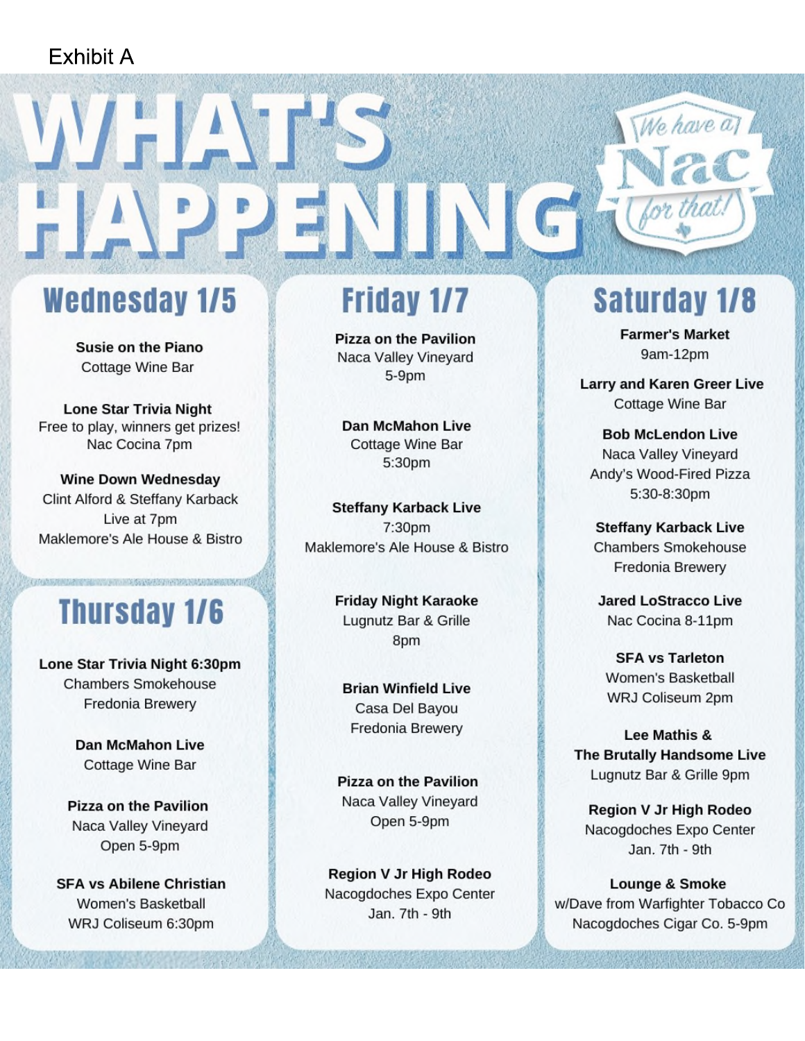Exhibit A

# WHAT'S HAPPENING

We have a Nac for that!

## Wednesday 1/5

**Susie on the Piano**
Cottage Wine Bar

**Lone Star Trivia Night**
Free to play, winners get prizes!
Nac Cocina 7pm

**Wine Down Wednesday**
Clint Alford & Steffany Karback
Live at 7pm
Maklemore's Ale House & Bistro

## Thursday 1/6

**Lone Star Trivia Night 6:30pm**
Chambers Smokehouse
Fredonia Brewery

**Dan McMahon Live**
Cottage Wine Bar

**Pizza on the Pavilion**
Naca Valley Vineyard
Open 5-9pm

**SFA vs Abilene Christian**
Women's Basketball
WRJ Coliseum 6:30pm

## Friday 1/7

**Pizza on the Pavilion**
Naca Valley Vineyard
5-9pm

**Dan McMahon Live**
Cottage Wine Bar
5:30pm

**Steffany Karback Live**
7:30pm
Maklemore's Ale House & Bistro

**Friday Night Karaoke**
Lugnutz Bar & Grille
8pm

**Brian Winfield Live**
Casa Del Bayou
Fredonia Brewery

**Pizza on the Pavilion**
Naca Valley Vineyard
Open 5-9pm

**Region V Jr High Rodeo**
Nacogdoches Expo Center
Jan. 7th - 9th

## Saturday 1/8

**Farmer's Market**
9am-12pm

**Larry and Karen Greer Live**
Cottage Wine Bar

**Bob McLendon Live**
Naca Valley Vineyard
Andy's Wood-Fired Pizza
5:30-8:30pm

**Steffany Karback Live**
Chambers Smokehouse
Fredonia Brewery

**Jared LoStracco Live**
Nac Cocina 8-11pm

**SFA vs Tarleton**
Women's Basketball
WRJ Coliseum 2pm

**Lee Mathis & The Brutally Handsome Live**
Lugnutz Bar & Grille 9pm

**Region V Jr High Rodeo**
Nacogdoches Expo Center
Jan. 7th - 9th

**Lounge & Smoke**
w/Dave from Warfighter Tobacco Co
Nacogdoches Cigar Co. 5-9pm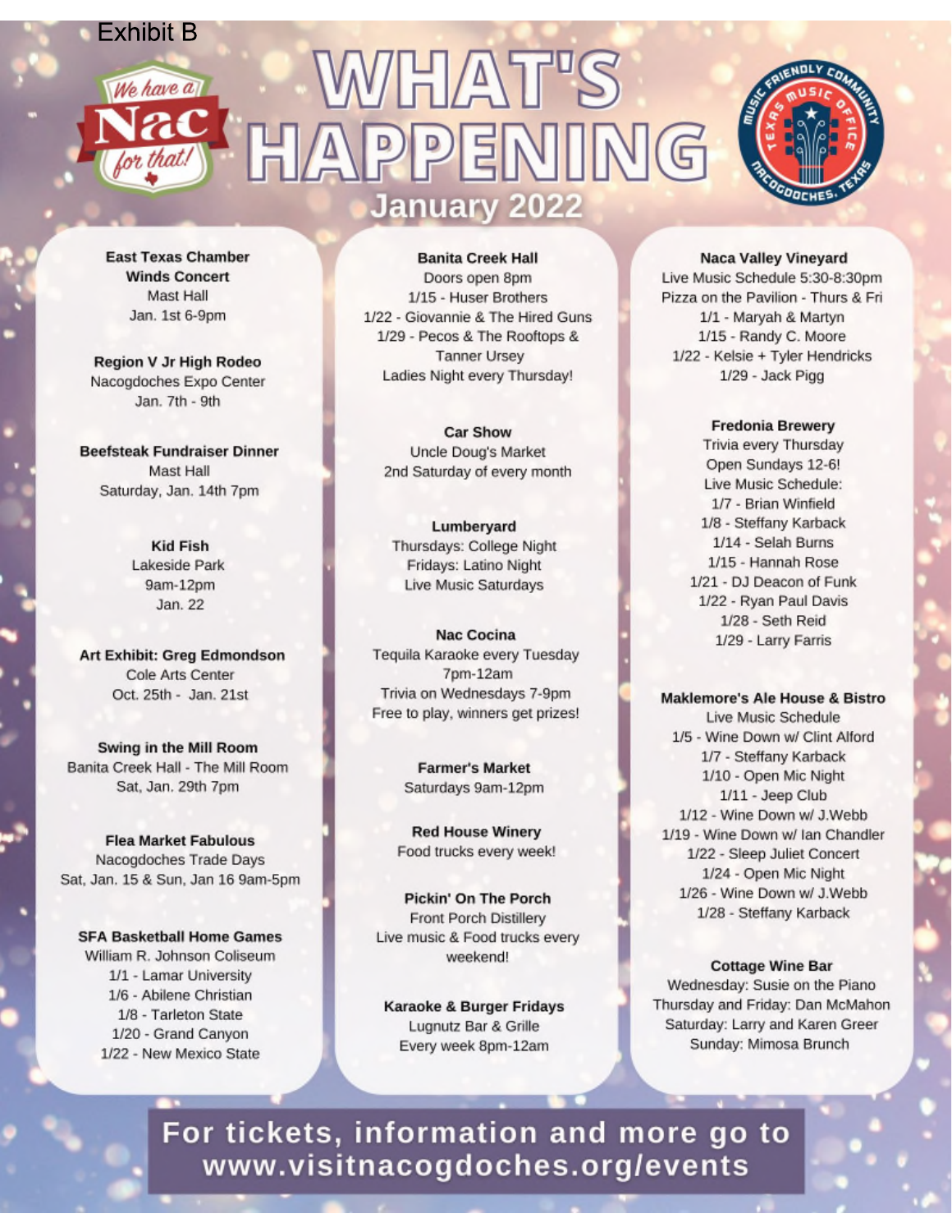Exhibit B

We have a Nac for that!

# WHAT'S HAPPENING

## January 2022

MUSIC FRIENDLY COMMUNITY · TEXAS MUSIC OFFICE · NACOGDOCHES, TEXAS

**East Texas Chamber Winds Concert**
Mast Hall
Jan. 1st 6-9pm

**Region V Jr High Rodeo**
Nacogdoches Expo Center
Jan. 7th - 9th

**Beefsteak Fundraiser Dinner**
Mast Hall
Saturday, Jan. 14th 7pm

**Kid Fish**
Lakeside Park
9am-12pm
Jan. 22

**Art Exhibit: Greg Edmondson**
Cole Arts Center
Oct. 25th - Jan. 21st

**Swing in the Mill Room**
Banita Creek Hall - The Mill Room
Sat, Jan. 29th 7pm

**Flea Market Fabulous**
Nacogdoches Trade Days
Sat, Jan. 15 & Sun, Jan 16 9am-5pm

**SFA Basketball Home Games**
William R. Johnson Coliseum
1/1 - Lamar University
1/6 - Abilene Christian
1/8 - Tarleton State
1/20 - Grand Canyon
1/22 - New Mexico State

**Banita Creek Hall**
Doors open 8pm
1/15 - Huser Brothers
1/22 - Giovannie & The Hired Guns
1/29 - Pecos & The Rooftops & Tanner Ursey
Ladies Night every Thursday!

**Car Show**
Uncle Doug's Market
2nd Saturday of every month

**Lumberyard**
Thursdays: College Night
Fridays: Latino Night
Live Music Saturdays

**Nac Cocina**
Tequila Karaoke every Tuesday
7pm-12am
Trivia on Wednesdays 7-9pm
Free to play, winners get prizes!

**Farmer's Market**
Saturdays 9am-12pm

**Red House Winery**
Food trucks every week!

**Pickin' On The Porch**
Front Porch Distillery
Live music & Food trucks every weekend!

**Karaoke & Burger Fridays**
Lugnutz Bar & Grille
Every week 8pm-12am

**Naca Valley Vineyard**
Live Music Schedule 5:30-8:30pm
Pizza on the Pavilion - Thurs & Fri
1/1 - Maryah & Martyn
1/15 - Randy C. Moore
1/22 - Kelsie + Tyler Hendricks
1/29 - Jack Pigg

**Fredonia Brewery**
Trivia every Thursday
Open Sundays 12-6!
Live Music Schedule:
1/7 - Brian Winfield
1/8 - Steffany Karback
1/14 - Selah Burns
1/15 - Hannah Rose
1/21 - DJ Deacon of Funk
1/22 - Ryan Paul Davis
1/28 - Seth Reid
1/29 - Larry Farris

**Maklemore's Ale House & Bistro**
Live Music Schedule
1/5 - Wine Down w/ Clint Alford
1/7 - Steffany Karback
1/10 - Open Mic Night
1/11 - Jeep Club
1/12 - Wine Down w/ J.Webb
1/19 - Wine Down w/ Ian Chandler
1/22 - Sleep Juliet Concert
1/24 - Open Mic Night
1/26 - Wine Down w/ J.Webb
1/28 - Steffany Karback

**Cottage Wine Bar**
Wednesday: Susie on the Piano
Thursday and Friday: Dan McMahon
Saturday: Larry and Karen Greer
Sunday: Mimosa Brunch

**For tickets, information and more go to www.visitnacogdoches.org/events**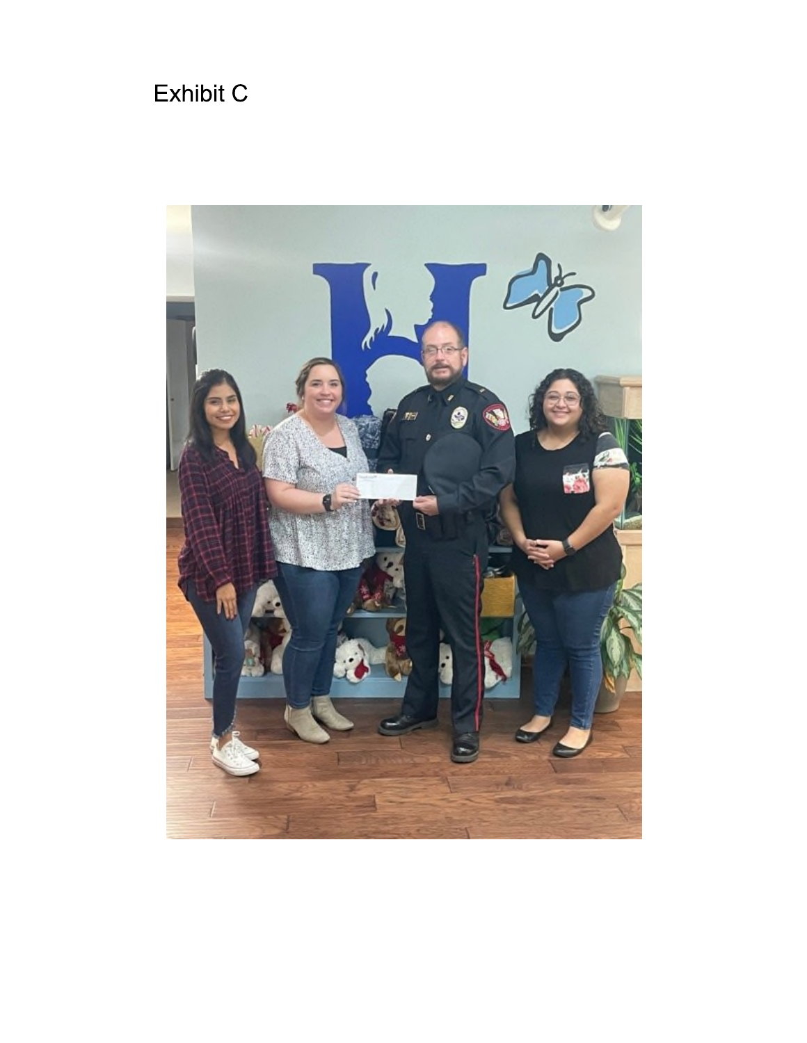Exhibit C